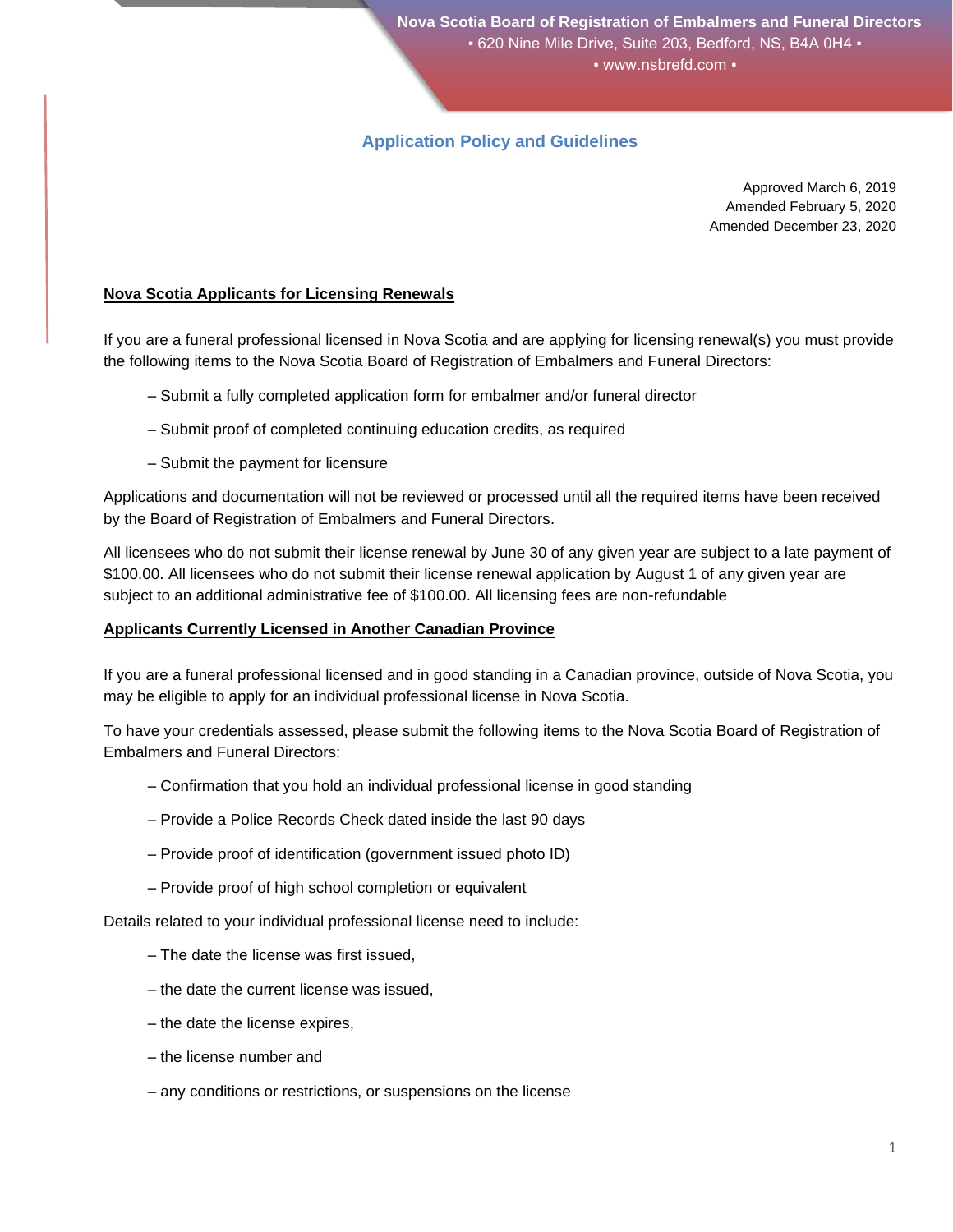Nova Scotia Board of Registration of Embalmers and Funeral Directors
▪ 620 Nine Mile Drive, Suite 203, Bedford, NS, B4A 0H4 ▪
▪ www.nsbrefd.com ▪

# Application Policy and Guidelines

Approved March 6, 2019
Amended February 5, 2020
Amended December 23, 2020

## Nova Scotia Applicants for Licensing Renewals

If you are a funeral professional licensed in Nova Scotia and are applying for licensing renewal(s) you must provide the following items to the Nova Scotia Board of Registration of Embalmers and Funeral Directors:

– Submit a fully completed application form for embalmer and/or funeral director

– Submit proof of completed continuing education credits, as required

– Submit the payment for licensure

Applications and documentation will not be reviewed or processed until all the required items have been received by the Board of Registration of Embalmers and Funeral Directors.

All licensees who do not submit their license renewal by June 30 of any given year are subject to a late payment of $100.00. All licensees who do not submit their license renewal application by August 1 of any given year are subject to an additional administrative fee of $100.00. All licensing fees are non-refundable

## Applicants Currently Licensed in Another Canadian Province

If you are a funeral professional licensed and in good standing in a Canadian province, outside of Nova Scotia, you may be eligible to apply for an individual professional license in Nova Scotia.

To have your credentials assessed, please submit the following items to the Nova Scotia Board of Registration of Embalmers and Funeral Directors:

– Confirmation that you hold an individual professional license in good standing

– Provide a Police Records Check dated inside the last 90 days

– Provide proof of identification (government issued photo ID)

– Provide proof of high school completion or equivalent

Details related to your individual professional license need to include:

– The date the license was first issued,

– the date the current license was issued,

– the date the license expires,

– the license number and

– any conditions or restrictions, or suspensions on the license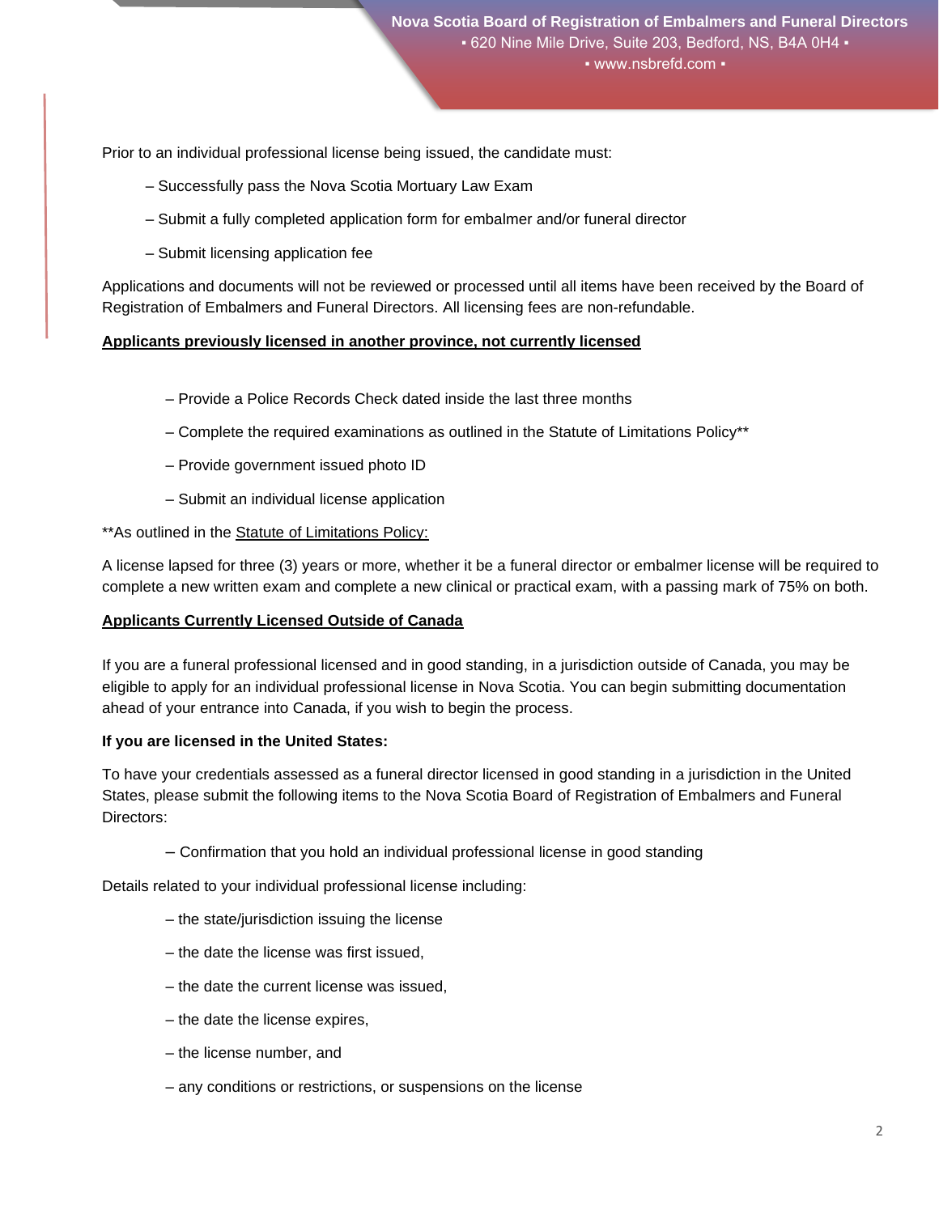Prior to an individual professional license being issued, the candidate must:

- – Successfully pass the Nova Scotia Mortuary Law Exam
- – Submit a fully completed application form for embalmer and/or funeral director
- – Submit licensing application fee

Applications and documents will not be reviewed or processed until all items have been received by the Board of Registration of Embalmers and Funeral Directors. All licensing fees are non-refundable.

**<u>Applicants previously licensed in another province, not currently licensed</u>**

- – Provide a Police Records Check dated inside the last three months
- – Complete the required examinations as outlined in the Statute of Limitations Policy**
- – Provide government issued photo ID
- – Submit an individual license application

**As outlined in the <u>Statute of Limitations Policy:</u>

A license lapsed for three (3) years or more, whether it be a funeral director or embalmer license will be required to complete a new written exam and complete a new clinical or practical exam, with a passing mark of 75% on both.

**<u>Applicants Currently Licensed Outside of Canada</u>**

If you are a funeral professional licensed and in good standing, in a jurisdiction outside of Canada, you may be eligible to apply for an individual professional license in Nova Scotia. You can begin submitting documentation ahead of your entrance into Canada, if you wish to begin the process.

**If you are licensed in the United States:**

To have your credentials assessed as a funeral director licensed in good standing in a jurisdiction in the United States, please submit the following items to the Nova Scotia Board of Registration of Embalmers and Funeral Directors:

- – Confirmation that you hold an individual professional license in good standing

Details related to your individual professional license including:

- – the state/jurisdiction issuing the license
- – the date the license was first issued,
- – the date the current license was issued,
- – the date the license expires,
- – the license number, and
- – any conditions or restrictions, or suspensions on the license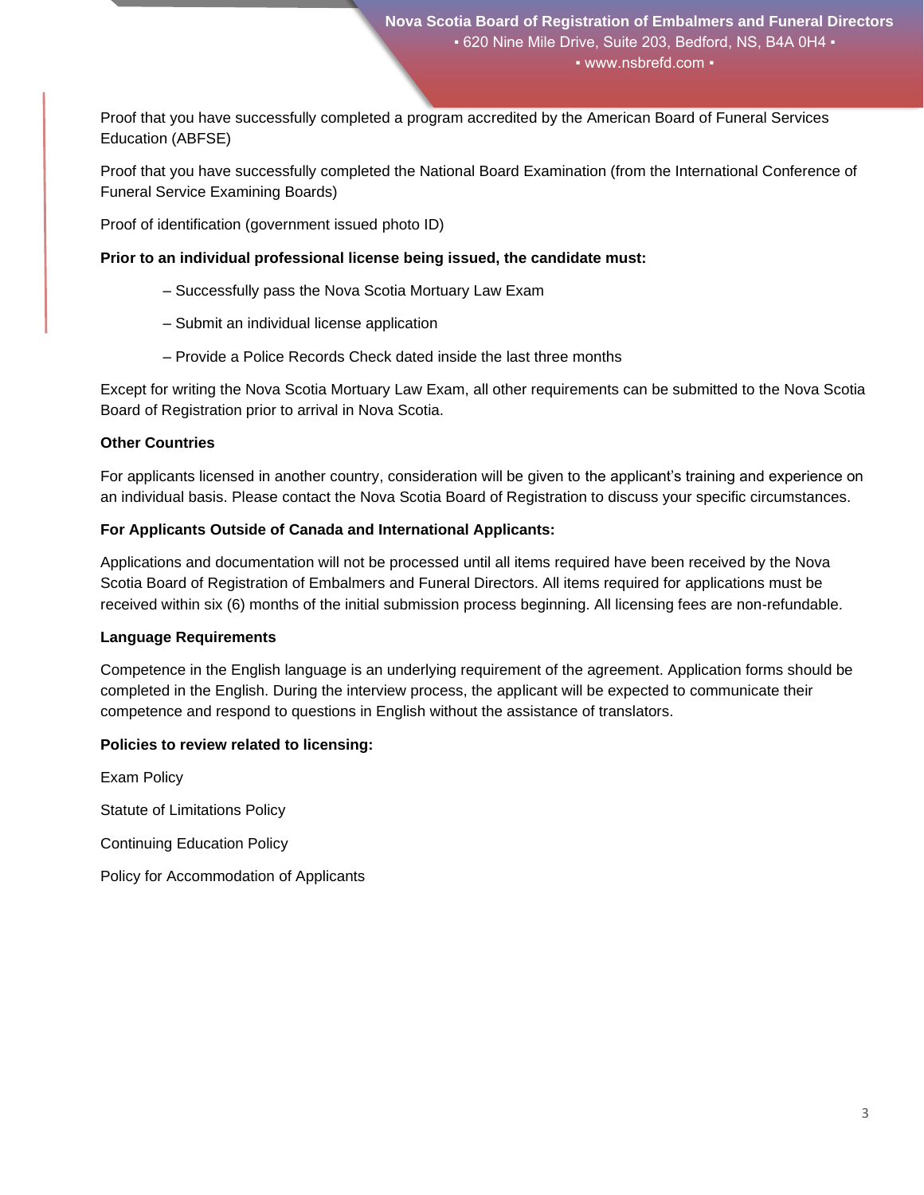Proof that you have successfully completed a program accredited by the American Board of Funeral Services Education (ABFSE)

Proof that you have successfully completed the National Board Examination (from the International Conference of Funeral Service Examining Boards)

Proof of identification (government issued photo ID)

**Prior to an individual professional license being issued, the candidate must:**

– Successfully pass the Nova Scotia Mortuary Law Exam

– Submit an individual license application

– Provide a Police Records Check dated inside the last three months

Except for writing the Nova Scotia Mortuary Law Exam, all other requirements can be submitted to the Nova Scotia Board of Registration prior to arrival in Nova Scotia.

**Other Countries**

For applicants licensed in another country, consideration will be given to the applicant's training and experience on an individual basis. Please contact the Nova Scotia Board of Registration to discuss your specific circumstances.

**For Applicants Outside of Canada and International Applicants:**

Applications and documentation will not be processed until all items required have been received by the Nova Scotia Board of Registration of Embalmers and Funeral Directors. All items required for applications must be received within six (6) months of the initial submission process beginning. All licensing fees are non-refundable.

**Language Requirements**

Competence in the English language is an underlying requirement of the agreement. Application forms should be completed in the English. During the interview process, the applicant will be expected to communicate their competence and respond to questions in English without the assistance of translators.

**Policies to review related to licensing:**

Exam Policy

Statute of Limitations Policy

Continuing Education Policy

Policy for Accommodation of Applicants